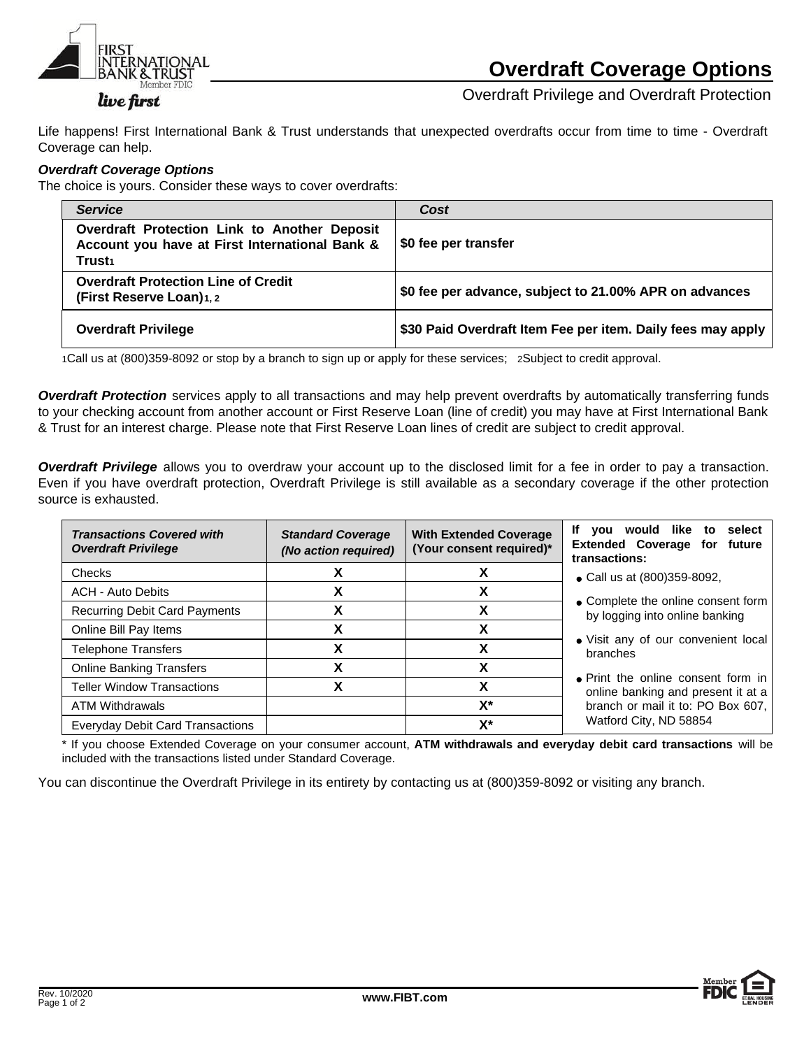# Overdraft Coverage Options

Overdraft Privilege and Overdraft Protection

Life happens! First International Bank & Trust understands that unexpected overdrafts occur from time to time - Overdraft Coverage can help.

***Overdraft Coverage Options***

The choice is yours. Consider these ways to cover overdrafts:

| ***Service*** | ***Cost*** |
|---|---|
| **Overdraft Protection Link to Another Deposit Account you have at First International Bank & Trust**[1] | **$0 fee per transfer** |
| **Overdraft Protection Line of Credit (First Reserve Loan)**[1, 2] | **$0 fee per advance, subject to 21.00% APR on advances** |
| **Overdraft Privilege** | **$30 Paid Overdraft Item Fee per item. Daily fees may apply** |

[1]Call us at (800)359-8092 or stop by a branch to sign up or apply for these services; [2]Subject to credit approval.

***Overdraft Protection*** services apply to all transactions and may help prevent overdrafts by automatically transferring funds to your checking account from another account or First Reserve Loan (line of credit) you may have at First International Bank & Trust for an interest charge. Please note that First Reserve Loan lines of credit are subject to credit approval.

***Overdraft Privilege*** allows you to overdraw your account up to the disclosed limit for a fee in order to pay a transaction. Even if you have overdraft protection, Overdraft Privilege is still available as a secondary coverage if the other protection source is exhausted.

| ***Transactions Covered with Overdraft Privilege*** | ***Standard Coverage (No action required)*** | **With Extended Coverage (Your consent required)*** |
|---|---|---|
| Checks | X | X |
| ACH - Auto Debits | X | X |
| Recurring Debit Card Payments | X | X |
| Online Bill Pay Items | X | X |
| Telephone Transfers | X | X |
| Online Banking Transfers | X | X |
| Teller Window Transactions | X | X |
| ATM Withdrawals | | X* |
| Everyday Debit Card Transactions | | X* |

**If you would like to select Extended Coverage for future transactions:**

- Call us at (800)359-8092,
- Complete the online consent form by logging into online banking
- Visit any of our convenient local branches
- Print the online consent form in online banking and present it at a branch or mail it to: PO Box 607, Watford City, ND 58854

\* If you choose Extended Coverage on your consumer account, **ATM withdrawals and everyday debit card transactions** will be included with the transactions listed under Standard Coverage.

You can discontinue the Overdraft Privilege in its entirety by contacting us at (800)359-8092 or visiting any branch.

Rev. 10/2020

www.FIBT.com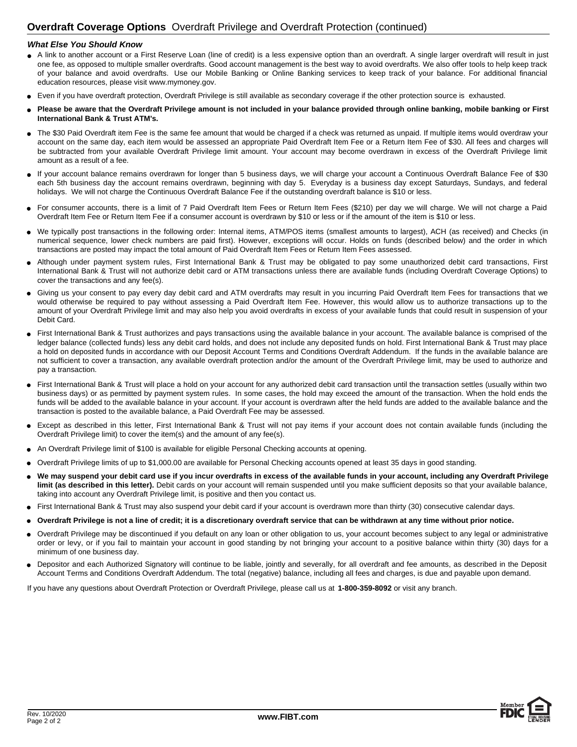## **Overdraft Coverage Options** Overdraft Privilege and Overdraft Protection (continued)

### *What Else You Should Know*

- A link to another account or a First Reserve Loan (line of credit) is a less expensive option than an overdraft. A single larger overdraft will result in just one fee, as opposed to multiple smaller overdrafts. Good account management is the best way to avoid overdrafts. We also offer tools to help keep track of your balance and avoid overdrafts. Use our Mobile Banking or Online Banking services to keep track of your balance. For additional financial education resources, please visit www.mymoney.gov.
- Even if you have overdraft protection, Overdraft Privilege is still available as secondary coverage if the other protection source is exhausted.
- **Please be aware that the Overdraft Privilege amount is not included in your balance provided through online banking, mobile banking or First International Bank & Trust ATM's.**
- The $30 Paid Overdraft item Fee is the same fee amount that would be charged if a check was returned as unpaid. If multiple items would overdraw your account on the same day, each item would be assessed an appropriate Paid Overdraft Item Fee or a Return Item Fee of $30. All fees and charges will be subtracted from your available Overdraft Privilege limit amount. Your account may become overdrawn in excess of the Overdraft Privilege limit amount as a result of a fee.
- If your account balance remains overdrawn for longer than 5 business days, we will charge your account a Continuous Overdraft Balance Fee of $30 each 5th business day the account remains overdrawn, beginning with day 5. Everyday is a business day except Saturdays, Sundays, and federal holidays. We will not charge the Continuous Overdraft Balance Fee if the outstanding overdraft balance is $10 or less.
- For consumer accounts, there is a limit of 7 Paid Overdraft Item Fees or Return Item Fees ($210) per day we will charge. We will not charge a Paid Overdraft Item Fee or Return Item Fee if a consumer account is overdrawn by $10 or less or if the amount of the item is $10 or less.
- We typically post transactions in the following order: Internal items, ATM/POS items (smallest amounts to largest), ACH (as received) and Checks (in numerical sequence, lower check numbers are paid first). However, exceptions will occur. Holds on funds (described below) and the order in which transactions are posted may impact the total amount of Paid Overdraft Item Fees or Return Item Fees assessed.
- Although under payment system rules, First International Bank & Trust may be obligated to pay some unauthorized debit card transactions, First International Bank & Trust will not authorize debit card or ATM transactions unless there are available funds (including Overdraft Coverage Options) to cover the transactions and any fee(s).
- Giving us your consent to pay every day debit card and ATM overdrafts may result in you incurring Paid Overdraft Item Fees for transactions that we would otherwise be required to pay without assessing a Paid Overdraft Item Fee. However, this would allow us to authorize transactions up to the amount of your Overdraft Privilege limit and may also help you avoid overdrafts in excess of your available funds that could result in suspension of your Debit Card.
- First International Bank & Trust authorizes and pays transactions using the available balance in your account. The available balance is comprised of the ledger balance (collected funds) less any debit card holds, and does not include any deposited funds on hold. First International Bank & Trust may place a hold on deposited funds in accordance with our Deposit Account Terms and Conditions Overdraft Addendum. If the funds in the available balance are not sufficient to cover a transaction, any available overdraft protection and/or the amount of the Overdraft Privilege limit, may be used to authorize and pay a transaction.
- First International Bank & Trust will place a hold on your account for any authorized debit card transaction until the transaction settles (usually within two business days) or as permitted by payment system rules. In some cases, the hold may exceed the amount of the transaction. When the hold ends the funds will be added to the available balance in your account. If your account is overdrawn after the held funds are added to the available balance and the transaction is posted to the available balance, a Paid Overdraft Fee may be assessed.
- Except as described in this letter, First International Bank & Trust will not pay items if your account does not contain available funds (including the Overdraft Privilege limit) to cover the item(s) and the amount of any fee(s).
- An Overdraft Privilege limit of $100 is available for eligible Personal Checking accounts at opening.
- Overdraft Privilege limits of up to $1,000.00 are available for Personal Checking accounts opened at least 35 days in good standing.
- **We may suspend your debit card use if you incur overdrafts in excess of the available funds in your account, including any Overdraft Privilege limit (as described in this letter).** Debit cards on your account will remain suspended until you make sufficient deposits so that your available balance, taking into account any Overdraft Privilege limit, is positive and then you contact us.
- First International Bank & Trust may also suspend your debit card if your account is overdrawn more than thirty (30) consecutive calendar days.
- **Overdraft Privilege is not a line of credit; it is a discretionary overdraft service that can be withdrawn at any time without prior notice.**
- Overdraft Privilege may be discontinued if you default on any loan or other obligation to us, your account becomes subject to any legal or administrative order or levy, or if you fail to maintain your account in good standing by not bringing your account to a positive balance within thirty (30) days for a minimum of one business day.
- Depositor and each Authorized Signatory will continue to be liable, jointly and severally, for all overdraft and fee amounts, as described in the Deposit Account Terms and Conditions Overdraft Addendum. The total (negative) balance, including all fees and charges, is due and payable upon demand.

If you have any questions about Overdraft Protection or Overdraft Privilege, please call us at **1-800-359-8092** or visit any branch.

Rev. 10/2020

**www.FIBT.com**